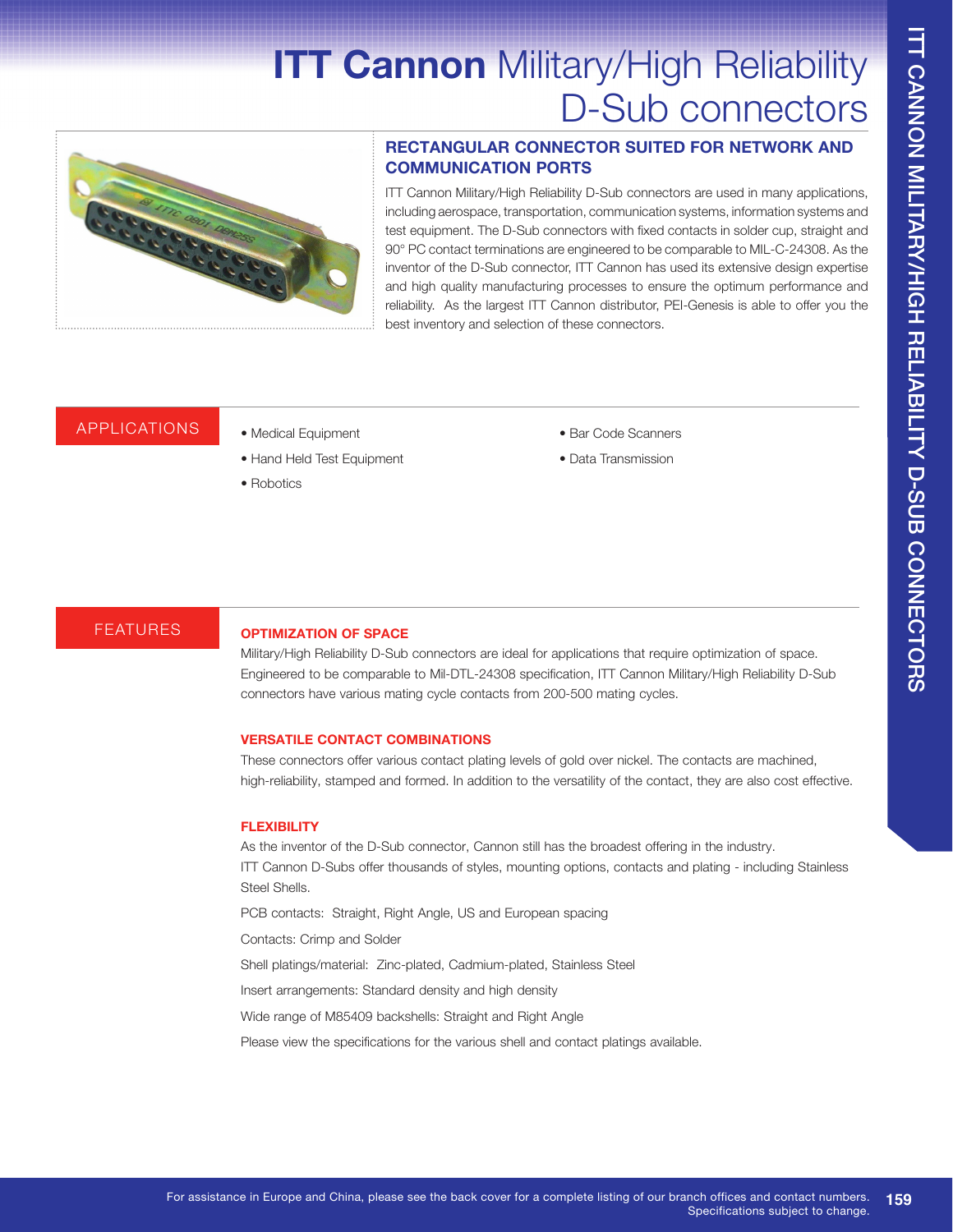# ITT Cannon Military/High Reliability D-Sub connectors

## RECTANGULAR CONNECTOR SUITED FOR NETWORK AND COMMUNICATION PORTS

ITT Cannon Military/High Reliability D-Sub connectors are used in many applications, including aerospace, transportation, communication systems, information systems and test equipment. The D-Sub connectors with fixed contacts in solder cup, straight and 90° PC contact terminations are engineered to be comparable to MIL-C-24308. As the inventor of the D-Sub connector, ITT Cannon has used its extensive design expertise and high quality manufacturing processes to ensure the optimum performance and reliability. As the largest ITT Cannon distributor, PEI-Genesis is able to offer you the best inventory and selection of these connectors.

## APPLICATIONS

- Medical Equipment
- Hand Held Test Equipment
- Robotics
- Bar Code Scanners
- Data Transmission

## FEATURES

### OPTIMIZATION OF SPACE

Military/High Reliability D-Sub connectors are ideal for applications that require optimization of space. Engineered to be comparable to Mil-DTL-24308 specification, ITT Cannon Military/High Reliability D-Sub connectors have various mating cycle contacts from 200-500 mating cycles.

### VERSATILE CONTACT COMBINATIONS

These connectors offer various contact plating levels of gold over nickel. The contacts are machined, high-reliability, stamped and formed. In addition to the versatility of the contact, they are also cost effective.

### FLEXIBILITY

As the inventor of the D-Sub connector, Cannon still has the broadest offering in the industry.
ITT Cannon D-Subs offer thousands of styles, mounting options, contacts and plating - including Stainless Steel Shells.

PCB contacts: Straight, Right Angle, US and European spacing

Contacts: Crimp and Solder

Shell platings/material: Zinc-plated, Cadmium-plated, Stainless Steel

Insert arrangements: Standard density and high density

Wide range of M85409 backshells: Straight and Right Angle

Please view the specifications for the various shell and contact platings available.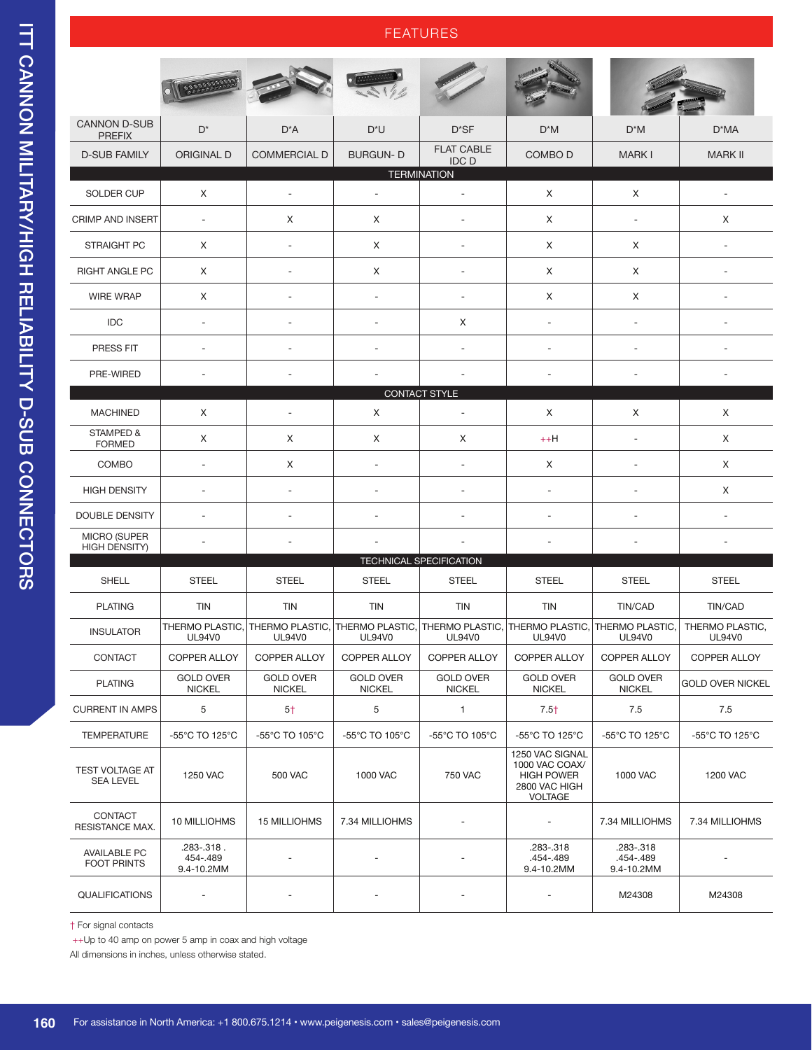## FEATURES

| CANNON D-SUB PREFIX | D* | D*A | D*U | D*SF | D*M | D*M | D*MA |
|---|---|---|---|---|---|---|---|
| D-SUB FAMILY | ORIGINAL D | COMMERCIAL D | BURGUN- D | FLAT CABLE IDC D | COMBO D | MARK I | MARK II |
| **TERMINATION** | | | | | | | |
| SOLDER CUP | X | - | - | - | X | X | - |
| CRIMP AND INSERT | - | X | X | - | X | - | X |
| STRAIGHT PC | X | - | X | - | X | X | - |
| RIGHT ANGLE PC | X | - | X | - | X | X | - |
| WIRE WRAP | X | - | - | - | X | X | - |
| IDC | - | - | - | X | - | - | - |
| PRESS FIT | - | - | - | - | - | - | - |
| PRE-WIRED | - | - | - | - | - | - | - |
| **CONTACT STYLE** | | | | | | | |
| MACHINED | X | - | X | - | X | X | X |
| STAMPED & FORMED | X | X | X | X | ++H | - | X |
| COMBO | - | X | - | - | X | - | X |
| HIGH DENSITY | - | - | - | - | - | - | X |
| DOUBLE DENSITY | - | - | - | - | - | - | - |
| MICRO (SUPER HIGH DENSITY) | - | - | - | - | - | - | - |
| **TECHNICAL SPECIFICATION** | | | | | | | |
| SHELL | STEEL | STEEL | STEEL | STEEL | STEEL | STEEL | STEEL |
| PLATING | TIN | TIN | TIN | TIN | TIN | TIN/CAD | TIN/CAD |
| INSULATOR | THERMO PLASTIC, UL94V0 | THERMO PLASTIC, UL94V0 | THERMO PLASTIC, UL94V0 | THERMO PLASTIC, UL94V0 | THERMO PLASTIC, UL94V0 | THERMO PLASTIC, UL94V0 | THERMO PLASTIC, UL94V0 |
| CONTACT | COPPER ALLOY | COPPER ALLOY | COPPER ALLOY | COPPER ALLOY | COPPER ALLOY | COPPER ALLOY | COPPER ALLOY |
| PLATING | GOLD OVER NICKEL | GOLD OVER NICKEL | GOLD OVER NICKEL | GOLD OVER NICKEL | GOLD OVER NICKEL | GOLD OVER NICKEL | GOLD OVER NICKEL |
| CURRENT IN AMPS | 5 | 5† | 5 | 1 | 7.5† | 7.5 | 7.5 |
| TEMPERATURE | -55°C TO 125°C | -55°C TO 105°C | -55°C TO 105°C | -55°C TO 105°C | -55°C TO 125°C | -55°C TO 125°C | -55°C TO 125°C |
| TEST VOLTAGE AT SEA LEVEL | 1250 VAC | 500 VAC | 1000 VAC | 750 VAC | 1250 VAC SIGNAL 1000 VAC COAX/ HIGH POWER 2800 VAC HIGH VOLTAGE | 1000 VAC | 1200 VAC |
| CONTACT RESISTANCE MAX. | 10 MILLIOHMS | 15 MILLIOHMS | 7.34 MILLIOHMS | - | - | 7.34 MILLIOHMS | 7.34 MILLIOHMS |
| AVAILABLE PC FOOT PRINTS | .283-.318 . 454-.489 9.4-10.2MM | - | - | - | .283-.318 .454-.489 9.4-10.2MM | .283-.318 .454-.489 9.4-10.2MM | - |
| QUALIFICATIONS | - | - | - | - | - | M24308 | M24308 |

† For signal contacts

++Up to 40 amp on power 5 amp in coax and high voltage

All dimensions in inches, unless otherwise stated.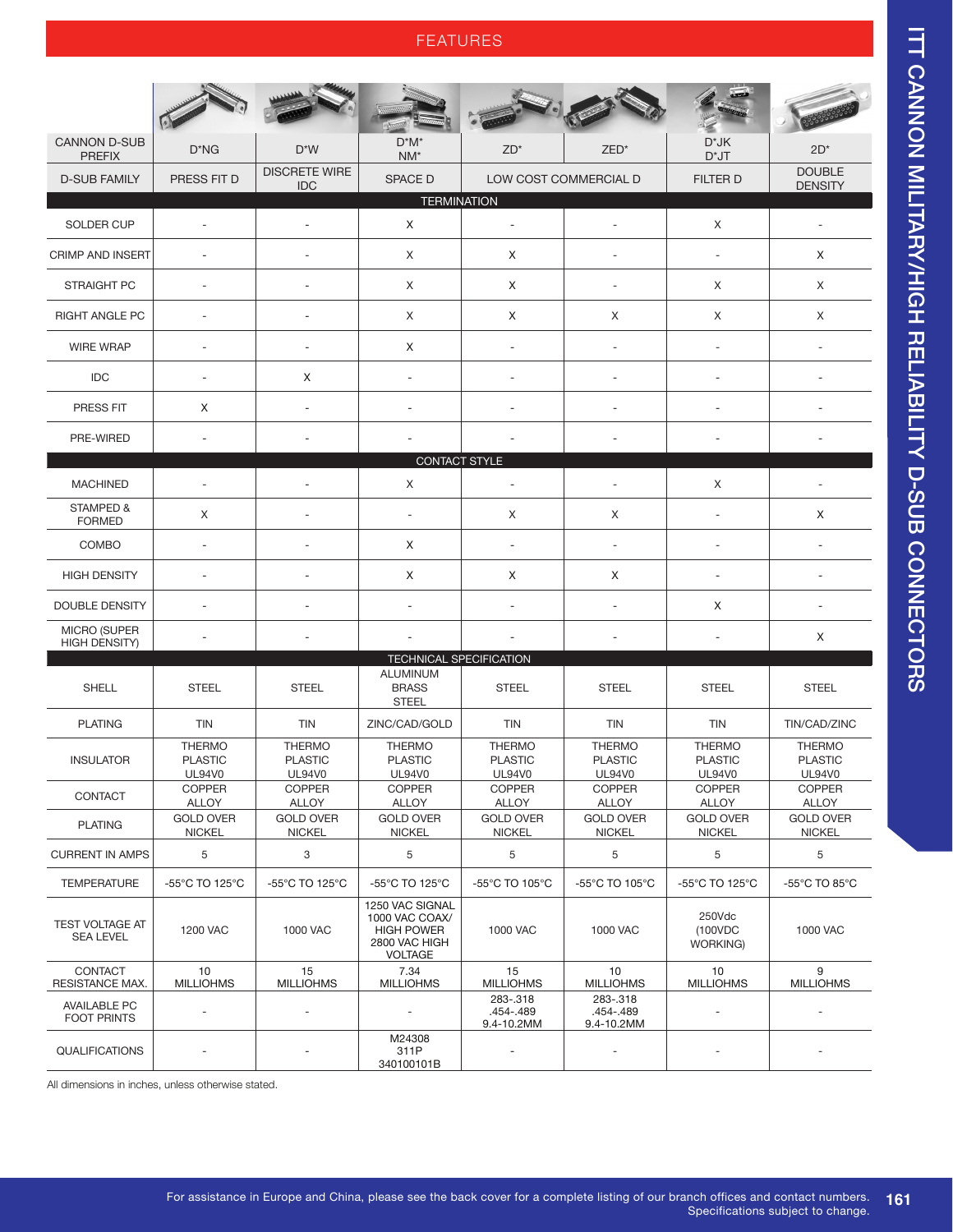## FEATURES

| CANNON D-SUB PREFIX | D*NG | D*W | D*M* NM* | ZD* | ZED* | D*JK D*JT | 2D* |
|---|---|---|---|---|---|---|---|
| D-SUB FAMILY | PRESS FIT D | DISCRETE WIRE IDC | SPACE D | LOW COST COMMERCIAL D | | FILTER D | DOUBLE DENSITY |
| **TERMINATION** | | | | | | | |
| SOLDER CUP | - | - | X | - | - | X | - |
| CRIMP AND INSERT | - | - | X | X | - | - | X |
| STRAIGHT PC | - | - | X | X | - | X | X |
| RIGHT ANGLE PC | - | - | X | X | X | X | X |
| WIRE WRAP | - | - | X | - | - | - | - |
| IDC | - | X | - | - | - | - | - |
| PRESS FIT | X | - | - | - | - | - | - |
| PRE-WIRED | - | - | - | - | - | - | - |
| **CONTACT STYLE** | | | | | | | |
| MACHINED | - | - | X | - | - | X | - |
| STAMPED & FORMED | X | - | - | X | X | - | X |
| COMBO | - | - | X | - | - | - | - |
| HIGH DENSITY | - | - | X | X | X | - | - |
| DOUBLE DENSITY | - | - | - | - | - | X | - |
| MICRO (SUPER HIGH DENSITY) | - | - | - | - | - | - | X |
| **TECHNICAL SPECIFICATION** | | | | | | | |
| SHELL | STEEL | STEEL | ALUMINUM BRASS STEEL | STEEL | STEEL | STEEL | STEEL |
| PLATING | TIN | TIN | ZINC/CAD/GOLD | TIN | TIN | TIN | TIN/CAD/ZINC |
| INSULATOR | THERMO PLASTIC UL94V0 | THERMO PLASTIC UL94V0 | THERMO PLASTIC UL94V0 | THERMO PLASTIC UL94V0 | THERMO PLASTIC UL94V0 | THERMO PLASTIC UL94V0 | THERMO PLASTIC UL94V0 |
| CONTACT | COPPER ALLOY | COPPER ALLOY | COPPER ALLOY | COPPER ALLOY | COPPER ALLOY | COPPER ALLOY | COPPER ALLOY |
| PLATING | GOLD OVER NICKEL | GOLD OVER NICKEL | GOLD OVER NICKEL | GOLD OVER NICKEL | GOLD OVER NICKEL | GOLD OVER NICKEL | GOLD OVER NICKEL |
| CURRENT IN AMPS | 5 | 3 | 5 | 5 | 5 | 5 | 5 |
| TEMPERATURE | -55°C TO 125°C | -55°C TO 125°C | -55°C TO 125°C | -55°C TO 105°C | -55°C TO 105°C | -55°C TO 125°C | -55°C TO 85°C |
| TEST VOLTAGE AT SEA LEVEL | 1200 VAC | 1000 VAC | 1250 VAC SIGNAL 1000 VAC COAX/ HIGH POWER 2800 VAC HIGH VOLTAGE | 1000 VAC | 1000 VAC | 250Vdc (100VDC WORKING) | 1000 VAC |
| CONTACT RESISTANCE MAX. | 10 MILLIOHMS | 15 MILLIOHMS | 7.34 MILLIOHMS | 15 MILLIOHMS | 10 MILLIOHMS | 10 MILLIOHMS | 9 MILLIOHMS |
| AVAILABLE PC FOOT PRINTS | - | - | - | 283-.318 .454-.489 9.4-10.2MM | 283-.318 .454-.489 9.4-10.2MM | - | - |
| QUALIFICATIONS | - | - | M24308 311P 340100101B | - | - | - | - |

All dimensions in inches, unless otherwise stated.

For assistance in Europe and China, please see the back cover for a complete listing of our branch offices and contact numbers.
Specifications subject to change.